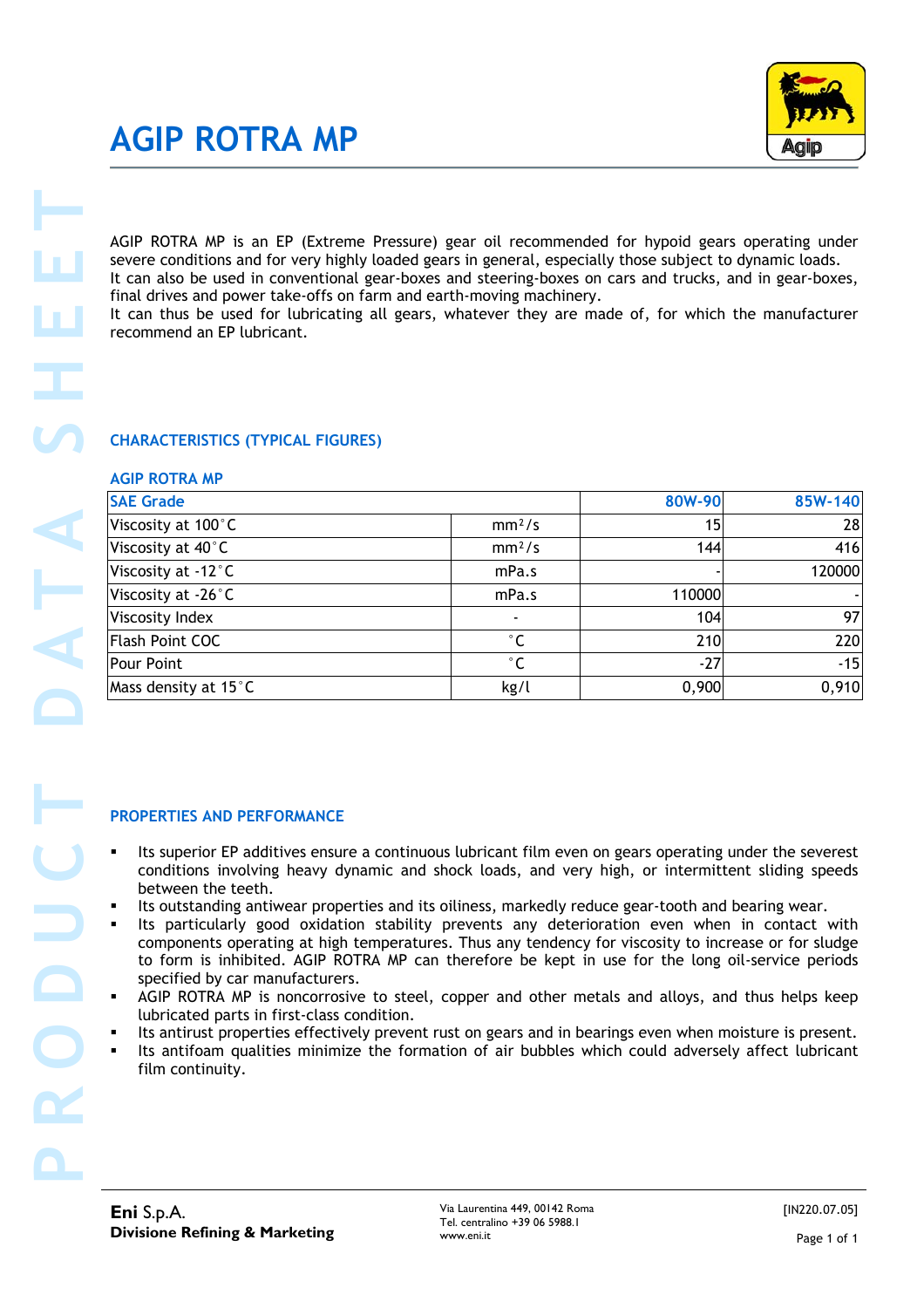# AGIP ROTRA MP

AGIP ROTRA MP is an EP (Extreme Pressure) gear oil recommended for hypoid gears operating under severe conditions and for very highly loaded gears in general, especially those subject to dynamic loads.
It can also be used in conventional gear-boxes and steering-boxes on cars and trucks, and in gear-boxes, final drives and power take-offs on farm and earth-moving machinery.
It can thus be used for lubricating all gears, whatever they are made of, for which the manufacturer recommend an EP lubricant.

## CHARACTERISTICS (TYPICAL FIGURES)

### AGIP ROTRA MP

| SAE Grade | | 80W-90 | 85W-140 |
|---|---|---|---|
| Viscosity at 100°C | $mm^2/s$ | 15 | 28 |
| Viscosity at 40°C | $mm^2/s$ | 144 | 416 |
| Viscosity at -12°C | mPa.s | - | 120000 |
| Viscosity at -26°C | mPa.s | 110000 | - |
| Viscosity Index | - | 104 | 97 |
| Flash Point COC | °C | 210 | 220 |
| Pour Point | °C | -27 | -15 |
| Mass density at 15°C | kg/l | 0,900 | 0,910 |

## PROPERTIES AND PERFORMANCE

- Its superior EP additives ensure a continuous lubricant film even on gears operating under the severest conditions involving heavy dynamic and shock loads, and very high, or intermittent sliding speeds between the teeth.
- Its outstanding antiwear properties and its oiliness, markedly reduce gear-tooth and bearing wear.
- Its particularly good oxidation stability prevents any deterioration even when in contact with components operating at high temperatures. Thus any tendency for viscosity to increase or for sludge to form is inhibited. AGIP ROTRA MP can therefore be kept in use for the long oil-service periods specified by car manufacturers.
- AGIP ROTRA MP is noncorrosive to steel, copper and other metals and alloys, and thus helps keep lubricated parts in first-class condition.
- Its antirust properties effectively prevent rust on gears and in bearings even when moisture is present.
- Its antifoam qualities minimize the formation of air bubbles which could adversely affect lubricant film continuity.

**Eni** S.p.A.
**Divisione Refining & Marketing**

Via Laurentina 449, 00142 Roma
Tel. centralino +39 06 5988.1
www.eni.it

[IN220.07.05]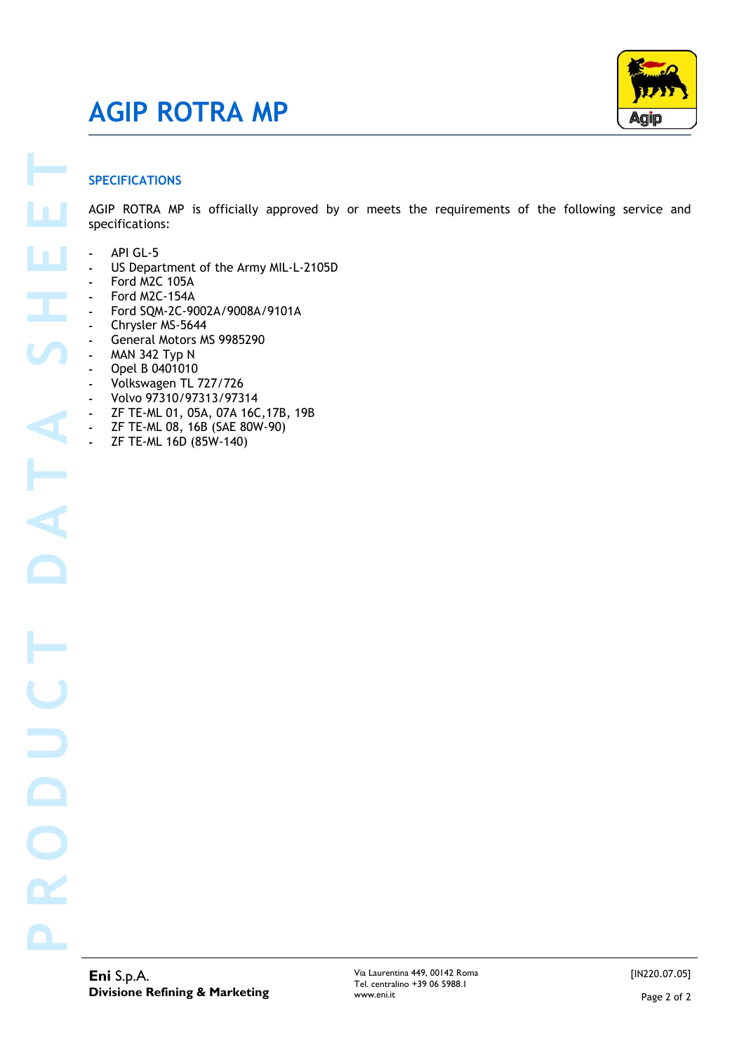# AGIP ROTRA MP

## SPECIFICATIONS

AGIP ROTRA MP is officially approved by or meets the requirements of the following service and specifications:

- API GL-5
- US Department of the Army MIL-L-2105D
- Ford M2C 105A
- Ford M2C-154A
- Ford SQM-2C-9002A/9008A/9101A
- Chrysler MS-5644
- General Motors MS 9985290
- MAN 342 Typ N
- Opel B 0401010
- Volkswagen TL 727/726
- Volvo 97310/97313/97314
- ZF TE-ML 01, 05A, 07A 16C,17B, 19B
- ZF TE-ML 08, 16B (SAE 80W-90)
- ZF TE-ML 16D (85W-140)

**Eni** S.p.A.
**Divisione Refining & Marketing**

Via Laurentina 449, 00142 Roma
Tel. centralino +39 06 5988.1
www.eni.it

[IN220.07.05]